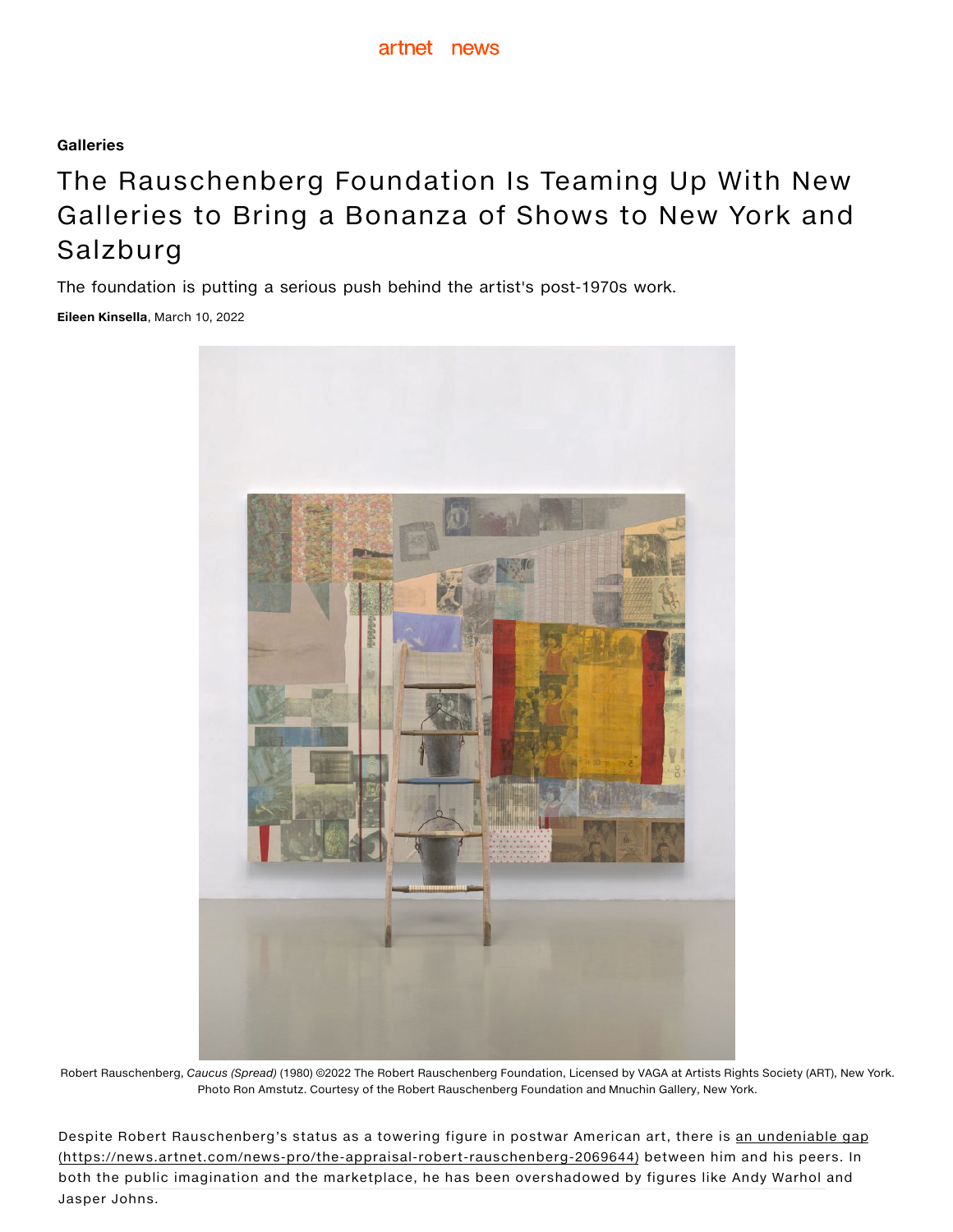artnet news

**Galleries**

# The Rauschenberg Foundation Is Teaming Up With New Galleries to Bring a Bonanza of Shows to New York and Salzburg

The foundation is putting a serious push behind the artist's post-1970s work.

**Eileen Kinsella**, March 10, 2022

Robert Rauschenberg, *Caucus (Spread)* (1980) ©2022 The Robert Rauschenberg Foundation, Licensed by VAGA at Artists Rights Society (ART), New York. Photo Ron Amstutz. Courtesy of the Robert Rauschenberg Foundation and Mnuchin Gallery, New York.

Despite Robert Rauschenberg's status as a towering figure in postwar American art, there is an undeniable gap (https://news.artnet.com/news-pro/the-appraisal-robert-rauschenberg-2069644) between him and his peers. In both the public imagination and the marketplace, he has been overshadowed by figures like Andy Warhol and Jasper Johns.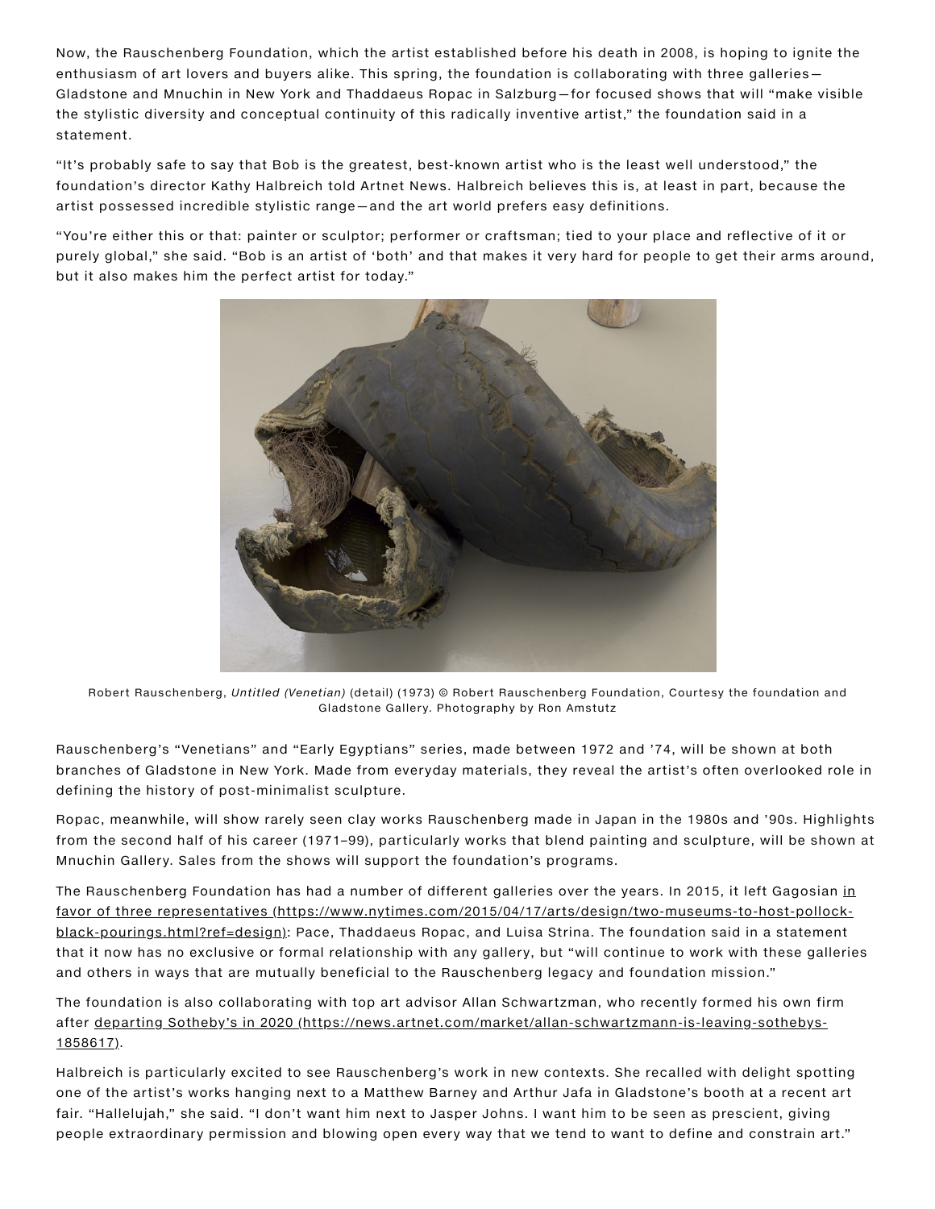Now, the Rauschenberg Foundation, which the artist established before his death in 2008, is hoping to ignite the enthusiasm of art lovers and buyers alike. This spring, the foundation is collaborating with three galleries—Gladstone and Mnuchin in New York and Thaddaeus Ropac in Salzburg—for focused shows that will "make visible the stylistic diversity and conceptual continuity of this radically inventive artist," the foundation said in a statement.

"It's probably safe to say that Bob is the greatest, best-known artist who is the least well understood," the foundation's director Kathy Halbreich told Artnet News. Halbreich believes this is, at least in part, because the artist possessed incredible stylistic range—and the art world prefers easy definitions.

"You're either this or that: painter or sculptor; performer or craftsman; tied to your place and reflective of it or purely global," she said. "Bob is an artist of 'both' and that makes it very hard for people to get their arms around, but it also makes him the perfect artist for today."

Robert Rauschenberg, *Untitled (Venetian)* (detail) (1973) © Robert Rauschenberg Foundation, Courtesy the foundation and Gladstone Gallery. Photography by Ron Amstutz

Rauschenberg's "Venetians" and "Early Egyptians" series, made between 1972 and '74, will be shown at both branches of Gladstone in New York. Made from everyday materials, they reveal the artist's often overlooked role in defining the history of post-minimalist sculpture.

Ropac, meanwhile, will show rarely seen clay works Rauschenberg made in Japan in the 1980s and '90s. Highlights from the second half of his career (1971–99), particularly works that blend painting and sculpture, will be shown at Mnuchin Gallery. Sales from the shows will support the foundation's programs.

The Rauschenberg Foundation has had a number of different galleries over the years. In 2015, it left Gagosian [in favor of three representatives (https://www.nytimes.com/2015/04/17/arts/design/two-museums-to-host-pollock-black-pourings.html?ref=design)](https://www.nytimes.com/2015/04/17/arts/design/two-museums-to-host-pollock-black-pourings.html?ref=design): Pace, Thaddaeus Ropac, and Luisa Strina. The foundation said in a statement that it now has no exclusive or formal relationship with any gallery, but "will continue to work with these galleries and others in ways that are mutually beneficial to the Rauschenberg legacy and foundation mission."

The foundation is also collaborating with top art advisor Allan Schwartzman, who recently formed his own firm after [departing Sotheby's in 2020 (https://news.artnet.com/market/allan-schwartzmann-is-leaving-sothebys-1858617)](https://news.artnet.com/market/allan-schwartzmann-is-leaving-sothebys-1858617).

Halbreich is particularly excited to see Rauschenberg's work in new contexts. She recalled with delight spotting one of the artist's works hanging next to a Matthew Barney and Arthur Jafa in Gladstone's booth at a recent art fair. "Hallelujah," she said. "I don't want him next to Jasper Johns. I want him to be seen as prescient, giving people extraordinary permission and blowing open every way that we tend to want to define and constrain art."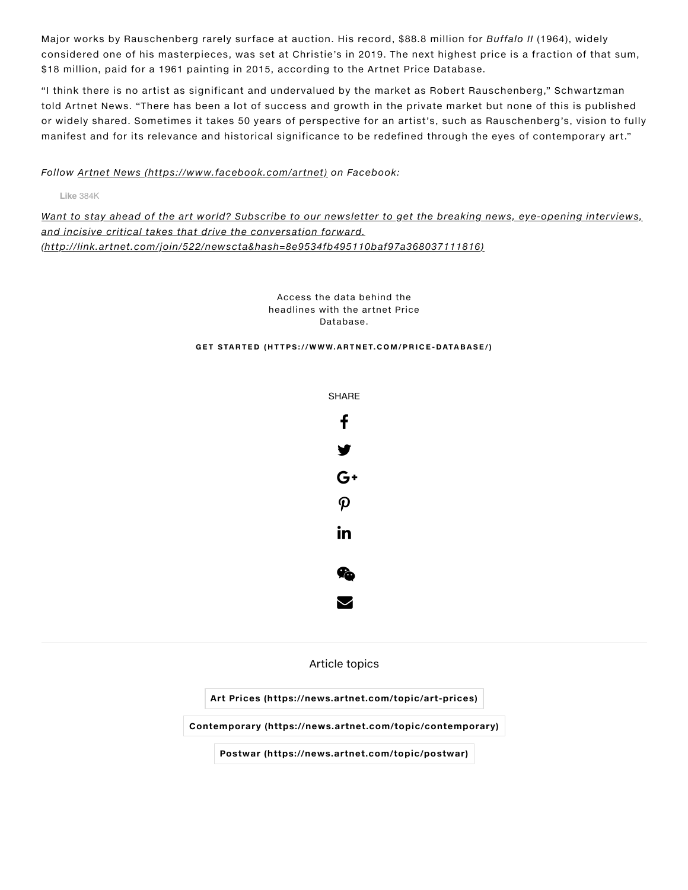Major works by Rauschenberg rarely surface at auction. His record, $88.8 million for *Buffalo II* (1964), widely considered one of his masterpieces, was set at Christie's in 2019. The next highest price is a fraction of that sum, $18 million, paid for a 1961 painting in 2015, according to the Artnet Price Database.

"I think there is no artist as significant and undervalued by the market as Robert Rauschenberg," Schwartzman told Artnet News. "There has been a lot of success and growth in the private market but none of this is published or widely shared. Sometimes it takes 50 years of perspective for an artist's, such as Rauschenberg's, vision to fully manifest and for its relevance and historical significance to be redefined through the eyes of contemporary art."

*Follow Artnet News (https://www.facebook.com/artnet) on Facebook:*

Like 384K

*Want to stay ahead of the art world? Subscribe to our newsletter to get the breaking news, eye-opening interviews, and incisive critical takes that drive the conversation forward. (http://link.artnet.com/join/522/newscta&hash=8e9534fb495110baf97a368037111816)*

Access the data behind the headlines with the artnet Price Database.

**GET STARTED (HTTPS://WWW.ARTNET.COM/PRICE-DATABASE/)**

SHARE

Article topics

**Art Prices (https://news.artnet.com/topic/art-prices)**

**Contemporary (https://news.artnet.com/topic/contemporary)**

**Postwar (https://news.artnet.com/topic/postwar)**